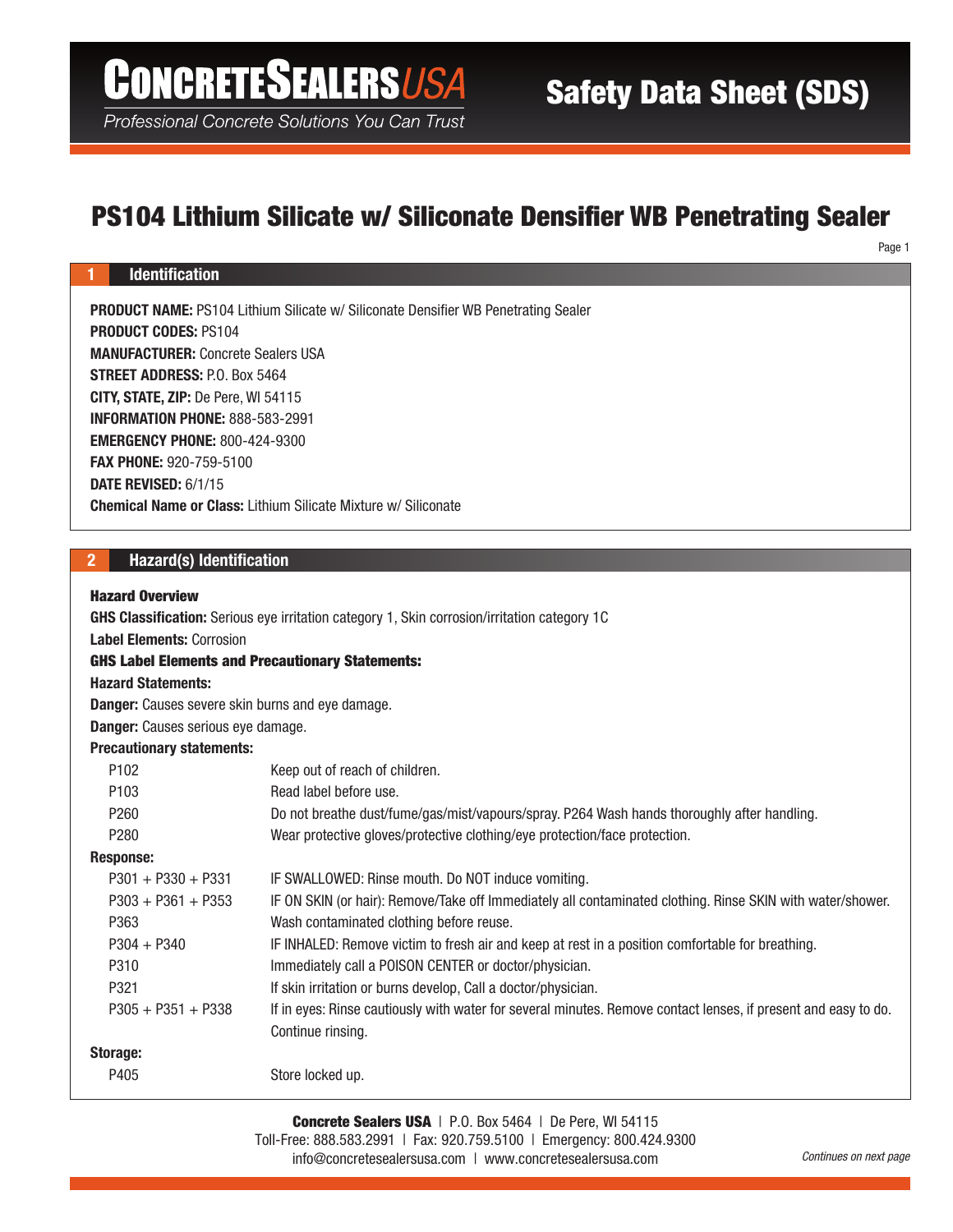# PS104 Lithium Silicate w/ Siliconate Densifier WB Penetrating Sealer

## 1 Identification

**PRODUCT NAME:** PS104 Lithium Silicate w/ Siliconate Densifier WB Penetrating Sealer
**PRODUCT CODES:** PS104
**MANUFACTURER:** Concrete Sealers USA
**STREET ADDRESS:** P.O. Box 5464
**CITY, STATE, ZIP:** De Pere, WI 54115
**INFORMATION PHONE:** 888-583-2991
**EMERGENCY PHONE:** 800-424-9300
**FAX PHONE:** 920-759-5100
**DATE REVISED:** 6/1/15
**Chemical Name or Class:** Lithium Silicate Mixture w/ Siliconate

## 2 Hazard(s) Identification

**Hazard Overview**
**GHS Classification:** Serious eye irritation category 1, Skin corrosion/irritation category 1C
**Label Elements:** Corrosion
**GHS Label Elements and Precautionary Statements:**
**Hazard Statements:**
**Danger:** Causes severe skin burns and eye damage.
**Danger:** Causes serious eye damage.
**Precautionary statements:**

| | |
|---|---|
| P102 | Keep out of reach of children. |
| P103 | Read label before use. |
| P260 | Do not breathe dust/fume/gas/mist/vapours/spray. P264 Wash hands thoroughly after handling. |
| P280 | Wear protective gloves/protective clothing/eye protection/face protection. |

**Response:**

| | |
|---|---|
| P301 + P330 + P331 | IF SWALLOWED: Rinse mouth. Do NOT induce vomiting. |
| P303 + P361 + P353 | IF ON SKIN (or hair): Remove/Take off Immediately all contaminated clothing. Rinse SKIN with water/shower. |
| P363 | Wash contaminated clothing before reuse. |
| P304 + P340 | IF INHALED: Remove victim to fresh air and keep at rest in a position comfortable for breathing. |
| P310 | Immediately call a POISON CENTER or doctor/physician. |
| P321 | If skin irritation or burns develop, Call a doctor/physician. |
| P305 + P351 + P338 | If in eyes: Rinse cautiously with water for several minutes. Remove contact lenses, if present and easy to do. Continue rinsing. |

**Storage:**

| | |
|---|---|
| P405 | Store locked up. |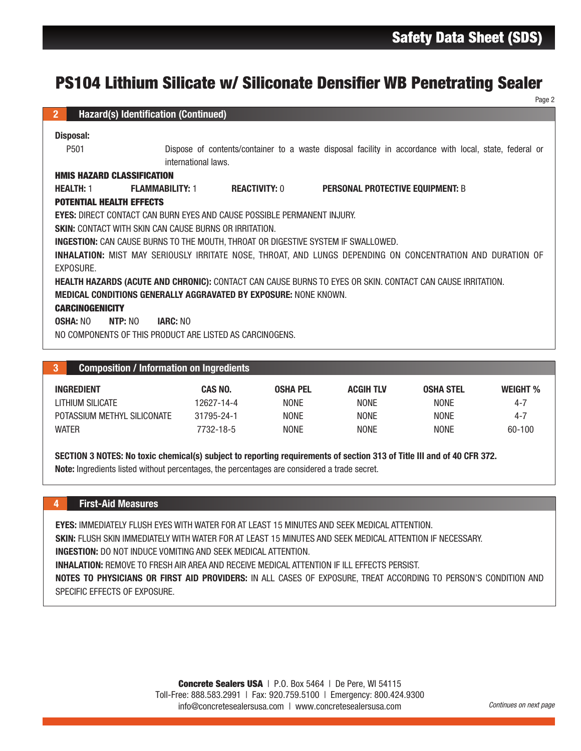# PS104 Lithium Silicate w/ Siliconate Densifier WB Penetrating Sealer

## 2 Hazard(s) Identification (Continued)

**Disposal:**

P501 Dispose of contents/container to a waste disposal facility in accordance with local, state, federal or international laws.

**HMIS HAZARD CLASSIFICATION**

**HEALTH:** 1 **FLAMMABILITY:** 1 **REACTIVITY:** 0 **PERSONAL PROTECTIVE EQUIPMENT:** B

**POTENTIAL HEALTH EFFECTS**

**EYES:** DIRECT CONTACT CAN BURN EYES AND CAUSE POSSIBLE PERMANENT INJURY.

**SKIN:** CONTACT WITH SKIN CAN CAUSE BURNS OR IRRITATION.

**INGESTION:** CAN CAUSE BURNS TO THE MOUTH, THROAT OR DIGESTIVE SYSTEM IF SWALLOWED.

**INHALATION:** MIST MAY SERIOUSLY IRRITATE NOSE, THROAT, AND LUNGS DEPENDING ON CONCENTRATION AND DURATION OF EXPOSURE.

**HEALTH HAZARDS (ACUTE AND CHRONIC):** CONTACT CAN CAUSE BURNS TO EYES OR SKIN. CONTACT CAN CAUSE IRRITATION.

**MEDICAL CONDITIONS GENERALLY AGGRAVATED BY EXPOSURE:** NONE KNOWN.

**CARCINOGENICITY**

**OSHA:** NO **NTP:** NO **IARC:** NO

NO COMPONENTS OF THIS PRODUCT ARE LISTED AS CARCINOGENS.

## 3 Composition / Information on Ingredients

| INGREDIENT | CAS NO. | OSHA PEL | ACGIH TLV | OSHA STEL | WEIGHT % |
|---|---|---|---|---|---|
| LITHIUM SILICATE | 12627-14-4 | NONE | NONE | NONE | 4-7 |
| POTASSIUM METHYL SILICONATE | 31795-24-1 | NONE | NONE | NONE | 4-7 |
| WATER | 7732-18-5 | NONE | NONE | NONE | 60-100 |

**SECTION 3 NOTES: No toxic chemical(s) subject to reporting requirements of section 313 of Title III and of 40 CFR 372.**

**Note:** Ingredients listed without percentages, the percentages are considered a trade secret.

## 4 First-Aid Measures

**EYES:** IMMEDIATELY FLUSH EYES WITH WATER FOR AT LEAST 15 MINUTES AND SEEK MEDICAL ATTENTION.

**SKIN:** FLUSH SKIN IMMEDIATELY WITH WATER FOR AT LEAST 15 MINUTES AND SEEK MEDICAL ATTENTION IF NECESSARY.

**INGESTION:** DO NOT INDUCE VOMITING AND SEEK MEDICAL ATTENTION.

**INHALATION:** REMOVE TO FRESH AIR AREA AND RECEIVE MEDICAL ATTENTION IF ILL EFFECTS PERSIST.

**NOTES TO PHYSICIANS OR FIRST AID PROVIDERS:** IN ALL CASES OF EXPOSURE, TREAT ACCORDING TO PERSON'S CONDITION AND SPECIFIC EFFECTS OF EXPOSURE.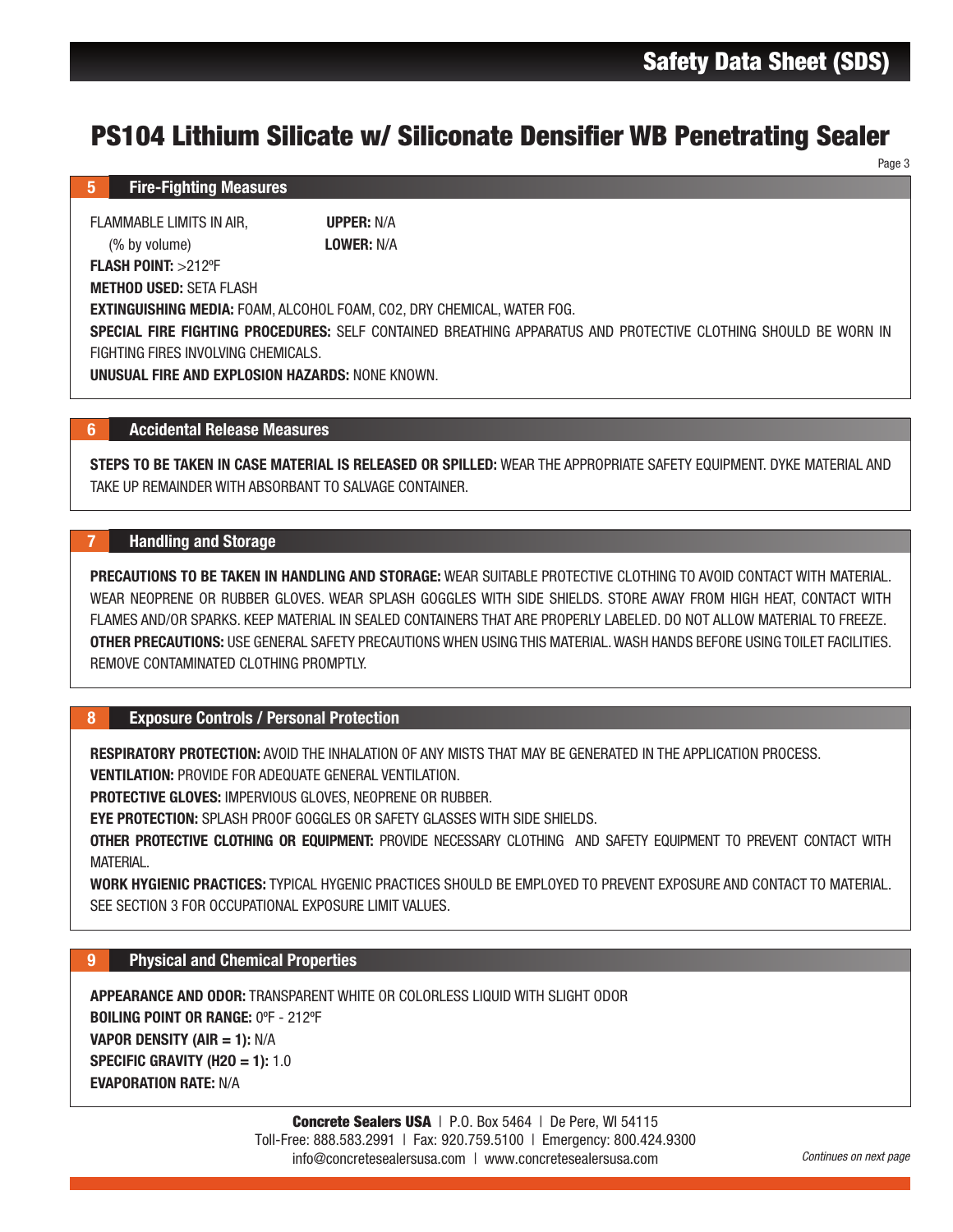# PS104 Lithium Silicate w/ Siliconate Densifier WB Penetrating Sealer

## 5 Fire-Fighting Measures

FLAMMABLE LIMITS IN AIR, (% by volume) **UPPER:** N/A **LOWER:** N/A

**FLASH POINT:** >212ºF

**METHOD USED:** SETA FLASH

**EXTINGUISHING MEDIA:** FOAM, ALCOHOL FOAM, CO2, DRY CHEMICAL, WATER FOG.

**SPECIAL FIRE FIGHTING PROCEDURES:** SELF CONTAINED BREATHING APPARATUS AND PROTECTIVE CLOTHING SHOULD BE WORN IN FIGHTING FIRES INVOLVING CHEMICALS.

**UNUSUAL FIRE AND EXPLOSION HAZARDS:** NONE KNOWN.

## 6 Accidental Release Measures

**STEPS TO BE TAKEN IN CASE MATERIAL IS RELEASED OR SPILLED:** WEAR THE APPROPRIATE SAFETY EQUIPMENT. DYKE MATERIAL AND TAKE UP REMAINDER WITH ABSORBANT TO SALVAGE CONTAINER.

## 7 Handling and Storage

**PRECAUTIONS TO BE TAKEN IN HANDLING AND STORAGE:** WEAR SUITABLE PROTECTIVE CLOTHING TO AVOID CONTACT WITH MATERIAL. WEAR NEOPRENE OR RUBBER GLOVES. WEAR SPLASH GOGGLES WITH SIDE SHIELDS. STORE AWAY FROM HIGH HEAT, CONTACT WITH FLAMES AND/OR SPARKS. KEEP MATERIAL IN SEALED CONTAINERS THAT ARE PROPERLY LABELED. DO NOT ALLOW MATERIAL TO FREEZE.

**OTHER PRECAUTIONS:** USE GENERAL SAFETY PRECAUTIONS WHEN USING THIS MATERIAL. WASH HANDS BEFORE USING TOILET FACILITIES. REMOVE CONTAMINATED CLOTHING PROMPTLY.

## 8 Exposure Controls / Personal Protection

**RESPIRATORY PROTECTION:** AVOID THE INHALATION OF ANY MISTS THAT MAY BE GENERATED IN THE APPLICATION PROCESS.

**VENTILATION:** PROVIDE FOR ADEQUATE GENERAL VENTILATION.

**PROTECTIVE GLOVES:** IMPERVIOUS GLOVES, NEOPRENE OR RUBBER.

**EYE PROTECTION:** SPLASH PROOF GOGGLES OR SAFETY GLASSES WITH SIDE SHIELDS.

**OTHER PROTECTIVE CLOTHING OR EQUIPMENT:** PROVIDE NECESSARY CLOTHING AND SAFETY EQUIPMENT TO PREVENT CONTACT WITH MATERIAL.

**WORK HYGIENIC PRACTICES:** TYPICAL HYGENIC PRACTICES SHOULD BE EMPLOYED TO PREVENT EXPOSURE AND CONTACT TO MATERIAL. SEE SECTION 3 FOR OCCUPATIONAL EXPOSURE LIMIT VALUES.

## 9 Physical and Chemical Properties

**APPEARANCE AND ODOR:** TRANSPARENT WHITE OR COLORLESS LIQUID WITH SLIGHT ODOR

**BOILING POINT OR RANGE:** 0ºF - 212ºF

**VAPOR DENSITY (AIR = 1):** N/A

**SPECIFIC GRAVITY (H2O = 1):** 1.0

**EVAPORATION RATE:** N/A

**Concrete Sealers USA** | P.O. Box 5464 | De Pere, WI 54115
Toll-Free: 888.583.2991 | Fax: 920.759.5100 | Emergency: 800.424.9300
info@concretesealersusa.com | www.concretesealersusa.com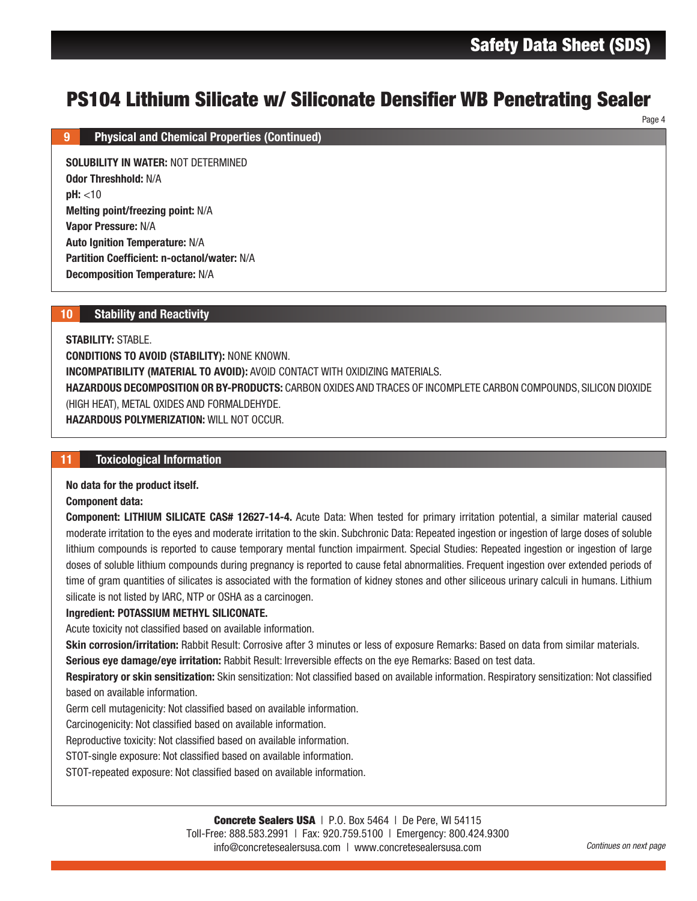# PS104 Lithium Silicate w/ Siliconate Densifier WB Penetrating Sealer

## 9 Physical and Chemical Properties (Continued)

**SOLUBILITY IN WATER:** NOT DETERMINED
**Odor Threshhold:** N/A
**pH:** <10
**Melting point/freezing point:** N/A
**Vapor Pressure:** N/A
**Auto Ignition Temperature:** N/A
**Partition Coefficient: n-octanol/water:** N/A
**Decomposition Temperature:** N/A

## 10 Stability and Reactivity

**STABILITY:** STABLE.
**CONDITIONS TO AVOID (STABILITY):** NONE KNOWN.
**INCOMPATIBILITY (MATERIAL TO AVOID):** AVOID CONTACT WITH OXIDIZING MATERIALS.
**HAZARDOUS DECOMPOSITION OR BY-PRODUCTS:** CARBON OXIDES AND TRACES OF INCOMPLETE CARBON COMPOUNDS, SILICON DIOXIDE (HIGH HEAT), METAL OXIDES AND FORMALDEHYDE.
**HAZARDOUS POLYMERIZATION:** WILL NOT OCCUR.

## 11 Toxicological Information

**No data for the product itself.**
**Component data:**
**Component: LITHIUM SILICATE CAS# 12627-14-4.** Acute Data: When tested for primary irritation potential, a similar material caused moderate irritation to the eyes and moderate irritation to the skin. Subchronic Data: Repeated ingestion or ingestion of large doses of soluble lithium compounds is reported to cause temporary mental function impairment. Special Studies: Repeated ingestion or ingestion of large doses of soluble lithium compounds during pregnancy is reported to cause fetal abnormalities. Frequent ingestion over extended periods of time of gram quantities of silicates is associated with the formation of kidney stones and other siliceous urinary calculi in humans. Lithium silicate is not listed by IARC, NTP or OSHA as a carcinogen.
**Ingredient: POTASSIUM METHYL SILICONATE.**
Acute toxicity not classified based on available information.
**Skin corrosion/irritation:** Rabbit Result: Corrosive after 3 minutes or less of exposure Remarks: Based on data from similar materials.
**Serious eye damage/eye irritation:** Rabbit Result: Irreversible effects on the eye Remarks: Based on test data.
**Respiratory or skin sensitization:** Skin sensitization: Not classified based on available information. Respiratory sensitization: Not classified based on available information.
Germ cell mutagenicity: Not classified based on available information.
Carcinogenicity: Not classified based on available information.
Reproductive toxicity: Not classified based on available information.
STOT-single exposure: Not classified based on available information.
STOT-repeated exposure: Not classified based on available information.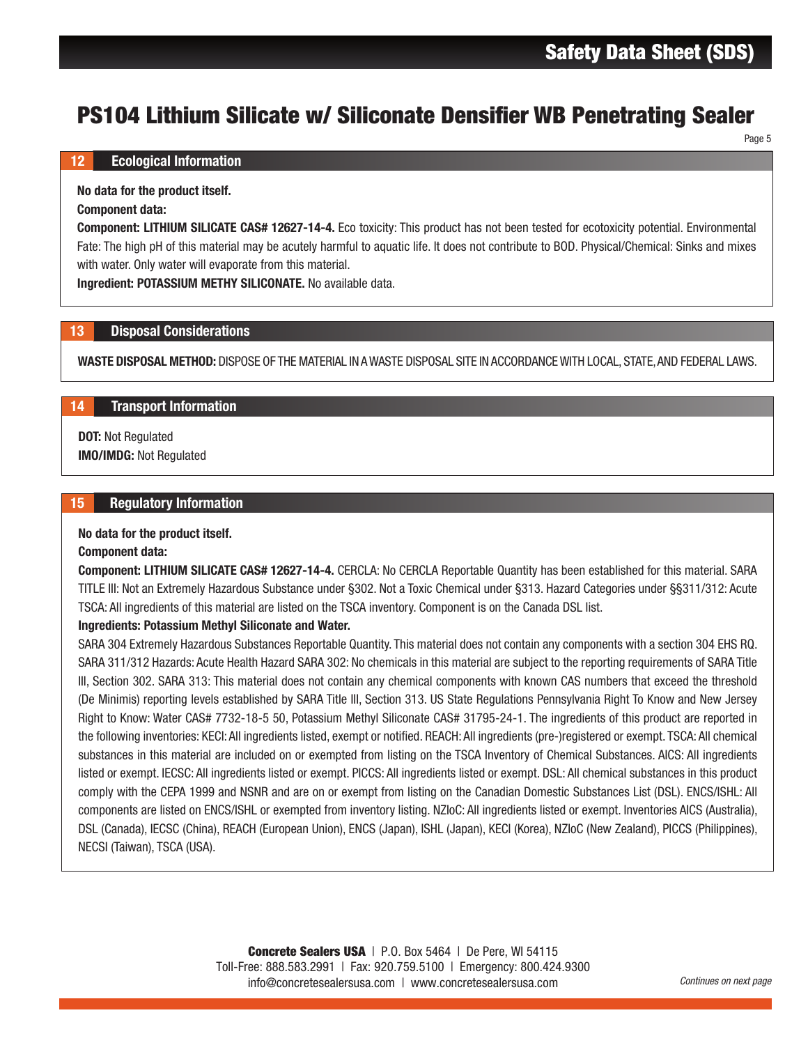## 12 Ecological Information

**No data for the product itself.**

**Component data:**

**Component: LITHIUM SILICATE CAS# 12627-14-4.** Eco toxicity: This product has not been tested for ecotoxicity potential. Environmental Fate: The high pH of this material may be acutely harmful to aquatic life. It does not contribute to BOD. Physical/Chemical: Sinks and mixes with water. Only water will evaporate from this material.

**Ingredient: POTASSIUM METHY SILICONATE.** No available data.

## 13 Disposal Considerations

**WASTE DISPOSAL METHOD:** DISPOSE OF THE MATERIAL IN A WASTE DISPOSAL SITE IN ACCORDANCE WITH LOCAL, STATE, AND FEDERAL LAWS.

## 14 Transport Information

**DOT:** Not Regulated
**IMO/IMDG:** Not Regulated

## 15 Regulatory Information

**No data for the product itself.**

**Component data:**

**Component: LITHIUM SILICATE CAS# 12627-14-4.** CERCLA: No CERCLA Reportable Quantity has been established for this material. SARA TITLE III: Not an Extremely Hazardous Substance under §302. Not a Toxic Chemical under §313. Hazard Categories under §§311/312: Acute TSCA: All ingredients of this material are listed on the TSCA inventory. Component is on the Canada DSL list.

**Ingredients: Potassium Methyl Siliconate and Water.**

SARA 304 Extremely Hazardous Substances Reportable Quantity. This material does not contain any components with a section 304 EHS RQ. SARA 311/312 Hazards: Acute Health Hazard SARA 302: No chemicals in this material are subject to the reporting requirements of SARA Title III, Section 302. SARA 313: This material does not contain any chemical components with known CAS numbers that exceed the threshold (De Minimis) reporting levels established by SARA Title III, Section 313. US State Regulations Pennsylvania Right To Know and New Jersey Right to Know: Water CAS# 7732-18-5 50, Potassium Methyl Siliconate CAS# 31795-24-1. The ingredients of this product are reported in the following inventories: KECI: All ingredients listed, exempt or notified. REACH: All ingredients (pre-)registered or exempt. TSCA: All chemical substances in this material are included on or exempted from listing on the TSCA Inventory of Chemical Substances. AICS: All ingredients listed or exempt. IECSC: All ingredients listed or exempt. PICCS: All ingredients listed or exempt. DSL: All chemical substances in this product comply with the CEPA 1999 and NSNR and are on or exempt from listing on the Canadian Domestic Substances List (DSL). ENCS/ISHL: All components are listed on ENCS/ISHL or exempted from inventory listing. NZIoC: All ingredients listed or exempt. Inventories AICS (Australia), DSL (Canada), IECSC (China), REACH (European Union), ENCS (Japan), ISHL (Japan), KECI (Korea), NZIoC (New Zealand), PICCS (Philippines), NECSI (Taiwan), TSCA (USA).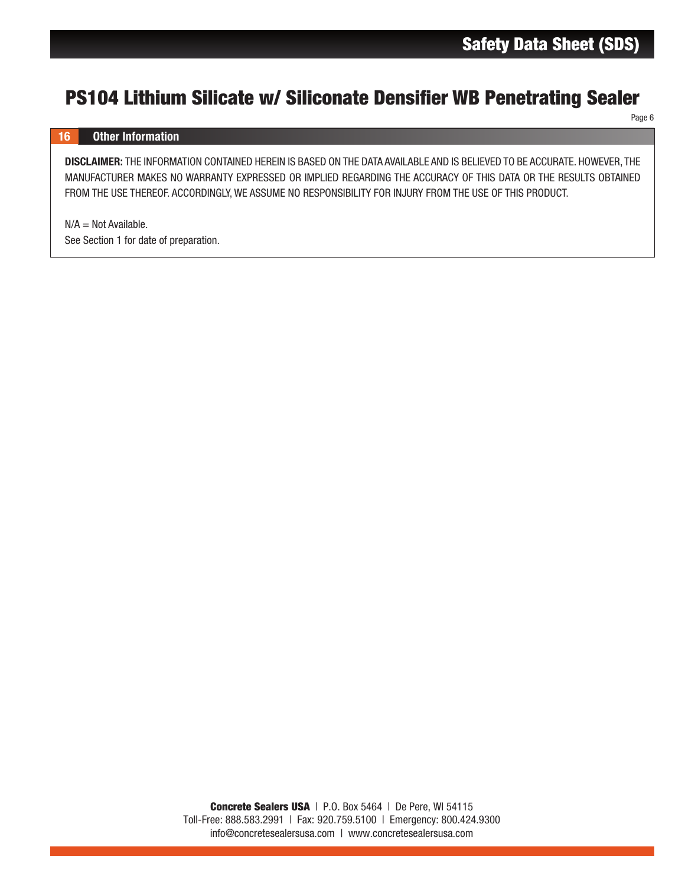## 16 Other Information

**DISCLAIMER:** THE INFORMATION CONTAINED HEREIN IS BASED ON THE DATA AVAILABLE AND IS BELIEVED TO BE ACCURATE. HOWEVER, THE MANUFACTURER MAKES NO WARRANTY EXPRESSED OR IMPLIED REGARDING THE ACCURACY OF THIS DATA OR THE RESULTS OBTAINED FROM THE USE THEREOF. ACCORDINGLY, WE ASSUME NO RESPONSIBILITY FOR INJURY FROM THE USE OF THIS PRODUCT.

N/A = Not Available.
See Section 1 for date of preparation.